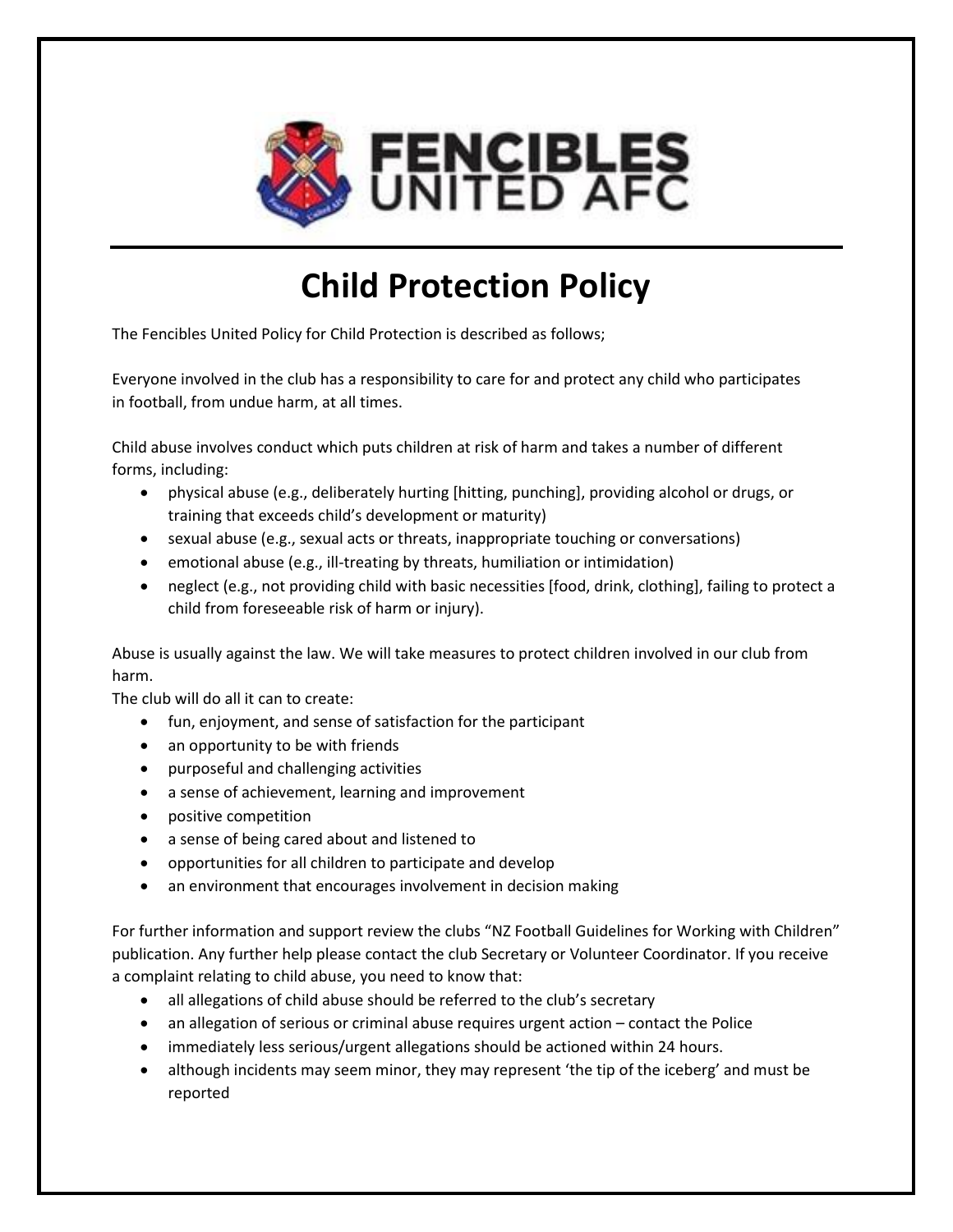# FENCIBLES UNITED AFC

## Child Protection Policy

The Fencibles United Policy for Child Protection is described as follows;

Everyone involved in the club has a responsibility to care for and protect any child who participates in football, from undue harm, at all times.

Child abuse involves conduct which puts children at risk of harm and takes a number of different forms, including:

- physical abuse (e.g., deliberately hurting [hitting, punching], providing alcohol or drugs, or training that exceeds child's development or maturity)
- sexual abuse (e.g., sexual acts or threats, inappropriate touching or conversations)
- emotional abuse (e.g., ill-treating by threats, humiliation or intimidation)
- neglect (e.g., not providing child with basic necessities [food, drink, clothing], failing to protect a child from foreseeable risk of harm or injury).

Abuse is usually against the law. We will take measures to protect children involved in our club from harm.

The club will do all it can to create:

- fun, enjoyment, and sense of satisfaction for the participant
- an opportunity to be with friends
- purposeful and challenging activities
- a sense of achievement, learning and improvement
- positive competition
- a sense of being cared about and listened to
- opportunities for all children to participate and develop
- an environment that encourages involvement in decision making

For further information and support review the clubs "NZ Football Guidelines for Working with Children" publication. Any further help please contact the club Secretary or Volunteer Coordinator. If you receive a complaint relating to child abuse, you need to know that:

- all allegations of child abuse should be referred to the club's secretary
- an allegation of serious or criminal abuse requires urgent action – contact the Police
- immediately less serious/urgent allegations should be actioned within 24 hours.
- although incidents may seem minor, they may represent 'the tip of the iceberg' and must be reported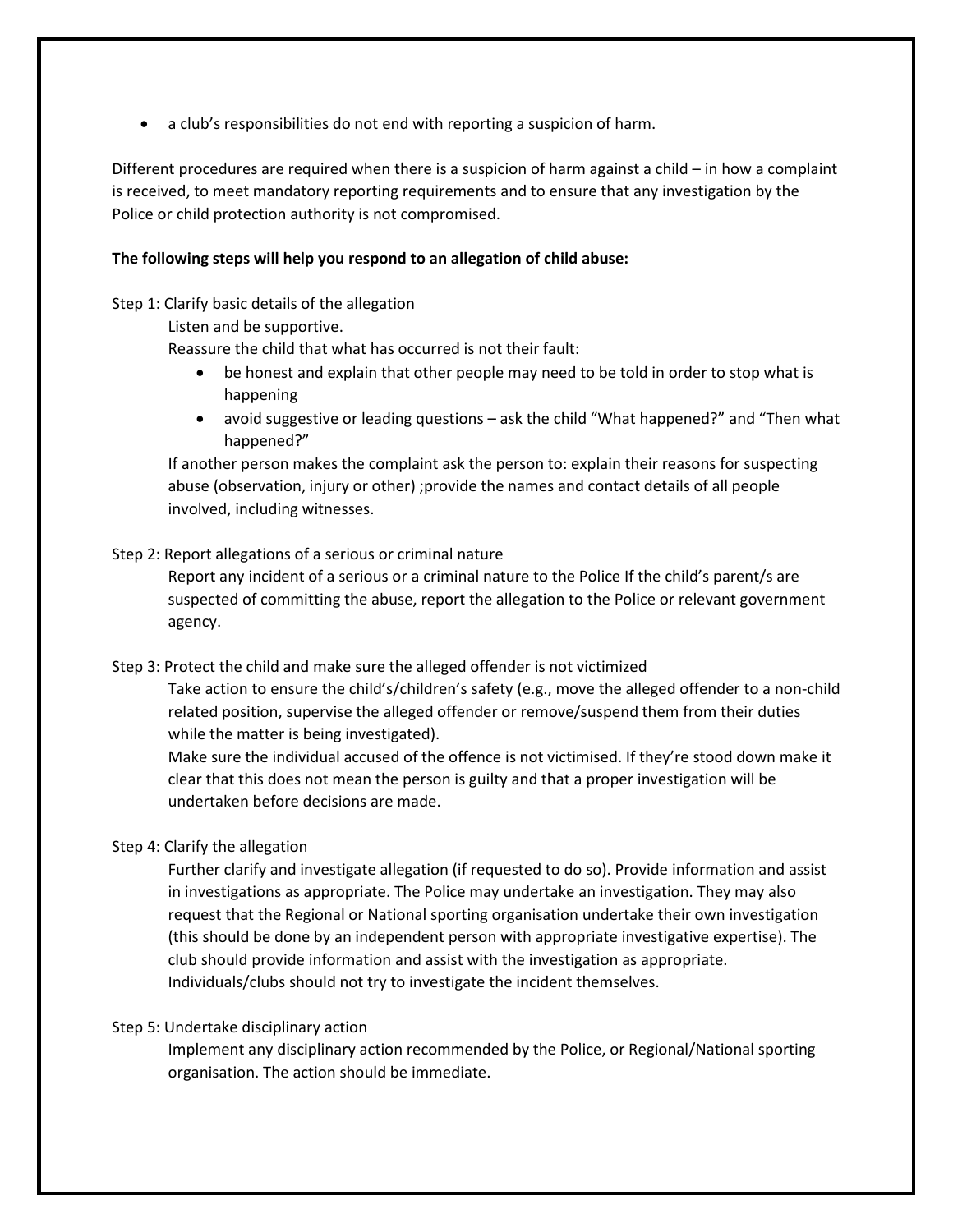- a club's responsibilities do not end with reporting a suspicion of harm.

Different procedures are required when there is a suspicion of harm against a child – in how a complaint is received, to meet mandatory reporting requirements and to ensure that any investigation by the Police or child protection authority is not compromised.

**The following steps will help you respond to an allegation of child abuse:**

Step 1: Clarify basic details of the allegation

Listen and be supportive.

Reassure the child that what has occurred is not their fault:

- be honest and explain that other people may need to be told in order to stop what is happening
- avoid suggestive or leading questions – ask the child "What happened?" and "Then what happened?"

If another person makes the complaint ask the person to: explain their reasons for suspecting abuse (observation, injury or other) ;provide the names and contact details of all people involved, including witnesses.

Step 2: Report allegations of a serious or criminal nature

Report any incident of a serious or a criminal nature to the Police If the child's parent/s are suspected of committing the abuse, report the allegation to the Police or relevant government agency.

Step 3: Protect the child and make sure the alleged offender is not victimized

Take action to ensure the child's/children's safety (e.g., move the alleged offender to a non-child related position, supervise the alleged offender or remove/suspend them from their duties while the matter is being investigated).

Make sure the individual accused of the offence is not victimised. If they're stood down make it clear that this does not mean the person is guilty and that a proper investigation will be undertaken before decisions are made.

Step 4: Clarify the allegation

Further clarify and investigate allegation (if requested to do so). Provide information and assist in investigations as appropriate. The Police may undertake an investigation. They may also request that the Regional or National sporting organisation undertake their own investigation (this should be done by an independent person with appropriate investigative expertise). The club should provide information and assist with the investigation as appropriate. Individuals/clubs should not try to investigate the incident themselves.

Step 5: Undertake disciplinary action

Implement any disciplinary action recommended by the Police, or Regional/National sporting organisation. The action should be immediate.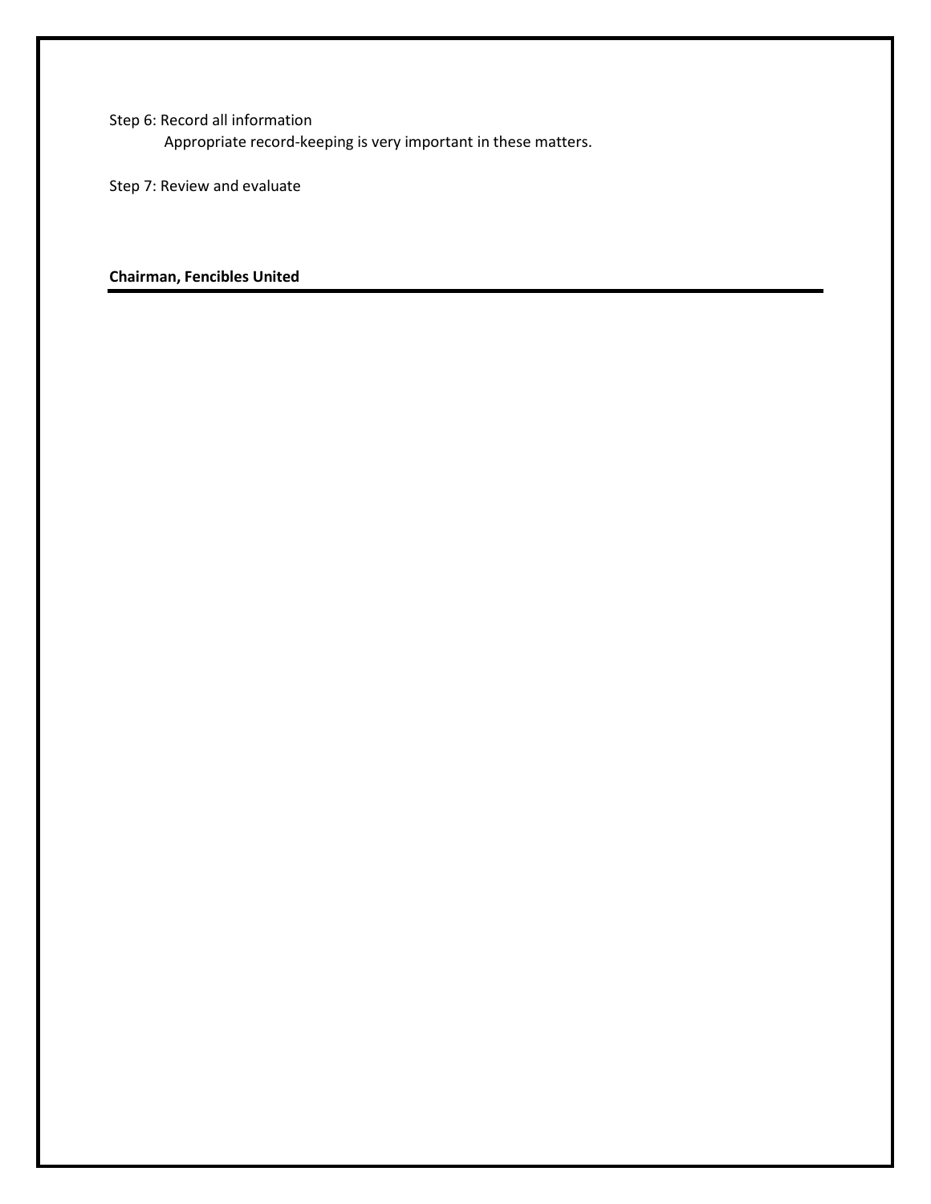Step 6: Record all information

Appropriate record-keeping is very important in these matters.

Step 7: Review and evaluate

**Chairman, Fencibles United**

---